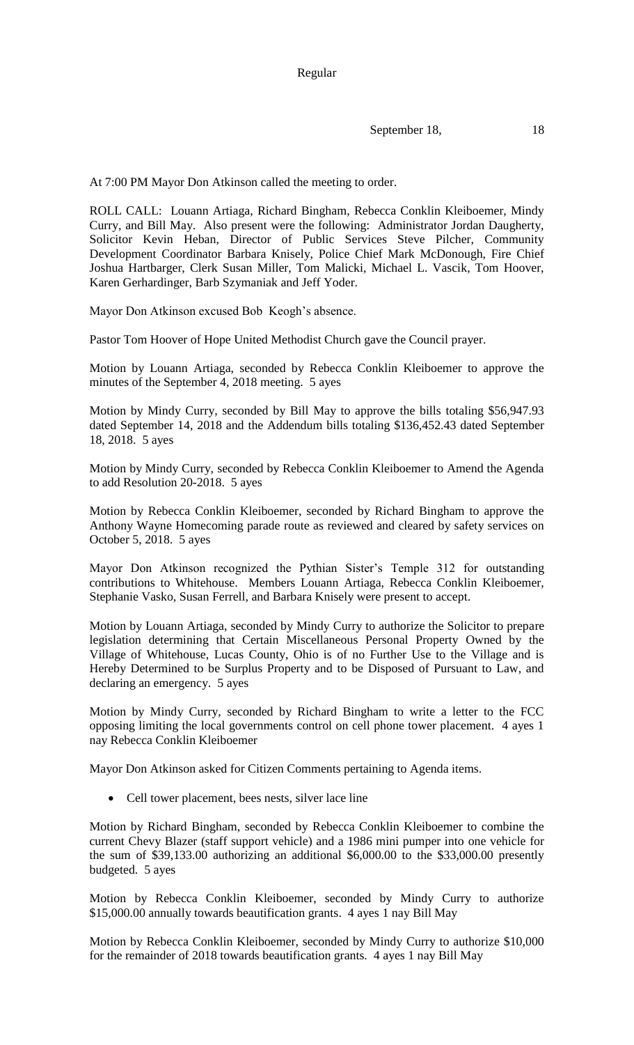Regular

September 18, 18

At 7:00 PM Mayor Don Atkinson called the meeting to order.

ROLL CALL: Louann Artiaga, Richard Bingham, Rebecca Conklin Kleiboemer, Mindy Curry, and Bill May. Also present were the following: Administrator Jordan Daugherty, Solicitor Kevin Heban, Director of Public Services Steve Pilcher, Community Development Coordinator Barbara Knisely, Police Chief Mark McDonough, Fire Chief Joshua Hartbarger, Clerk Susan Miller, Tom Malicki, Michael L. Vascik, Tom Hoover, Karen Gerhardinger, Barb Szymaniak and Jeff Yoder.

Mayor Don Atkinson excused Bob Keogh's absence.

Pastor Tom Hoover of Hope United Methodist Church gave the Council prayer.

Motion by Louann Artiaga, seconded by Rebecca Conklin Kleiboemer to approve the minutes of the September 4, 2018 meeting. 5 ayes

Motion by Mindy Curry, seconded by Bill May to approve the bills totaling $56,947.93 dated September 14, 2018 and the Addendum bills totaling $136,452.43 dated September 18, 2018. 5 ayes

Motion by Mindy Curry, seconded by Rebecca Conklin Kleiboemer to Amend the Agenda to add Resolution 20-2018. 5 ayes

Motion by Rebecca Conklin Kleiboemer, seconded by Richard Bingham to approve the Anthony Wayne Homecoming parade route as reviewed and cleared by safety services on October 5, 2018. 5 ayes

Mayor Don Atkinson recognized the Pythian Sister's Temple 312 for outstanding contributions to Whitehouse. Members Louann Artiaga, Rebecca Conklin Kleiboemer, Stephanie Vasko, Susan Ferrell, and Barbara Knisely were present to accept.

Motion by Louann Artiaga, seconded by Mindy Curry to authorize the Solicitor to prepare legislation determining that Certain Miscellaneous Personal Property Owned by the Village of Whitehouse, Lucas County, Ohio is of no Further Use to the Village and is Hereby Determined to be Surplus Property and to be Disposed of Pursuant to Law, and declaring an emergency. 5 ayes

Motion by Mindy Curry, seconded by Richard Bingham to write a letter to the FCC opposing limiting the local governments control on cell phone tower placement. 4 ayes 1 nay Rebecca Conklin Kleiboemer

Mayor Don Atkinson asked for Citizen Comments pertaining to Agenda items.

- Cell tower placement, bees nests, silver lace line

Motion by Richard Bingham, seconded by Rebecca Conklin Kleiboemer to combine the current Chevy Blazer (staff support vehicle) and a 1986 mini pumper into one vehicle for the sum of $39,133.00 authorizing an additional $6,000.00 to the $33,000.00 presently budgeted. 5 ayes

Motion by Rebecca Conklin Kleiboemer, seconded by Mindy Curry to authorize $15,000.00 annually towards beautification grants. 4 ayes 1 nay Bill May

Motion by Rebecca Conklin Kleiboemer, seconded by Mindy Curry to authorize $10,000 for the remainder of 2018 towards beautification grants. 4 ayes 1 nay Bill May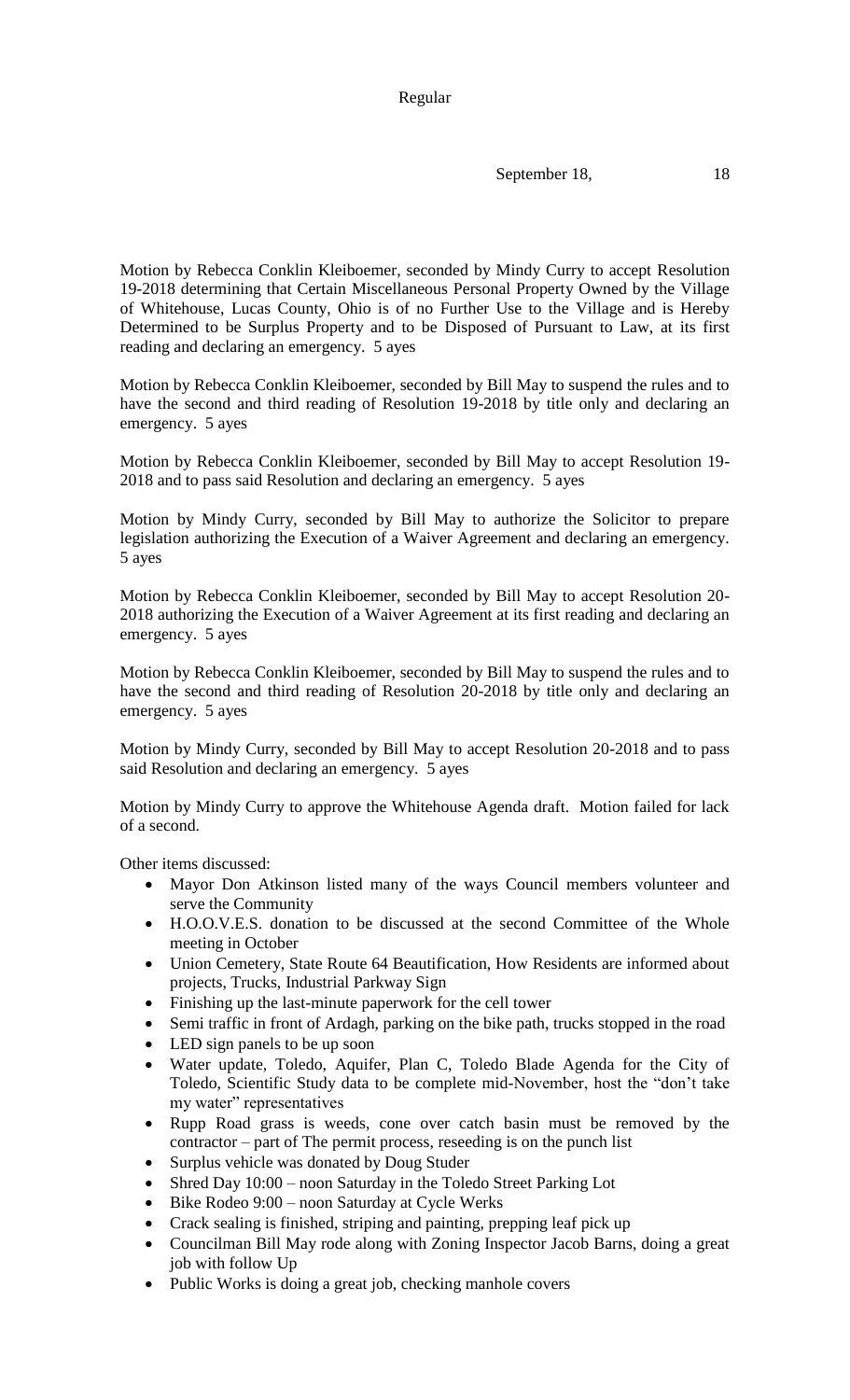Motion by Rebecca Conklin Kleiboemer, seconded by Mindy Curry to accept Resolution 19-2018 determining that Certain Miscellaneous Personal Property Owned by the Village of Whitehouse, Lucas County, Ohio is of no Further Use to the Village and is Hereby Determined to be Surplus Property and to be Disposed of Pursuant to Law, at its first reading and declaring an emergency. 5 ayes

Motion by Rebecca Conklin Kleiboemer, seconded by Bill May to suspend the rules and to have the second and third reading of Resolution 19-2018 by title only and declaring an emergency. 5 ayes

Motion by Rebecca Conklin Kleiboemer, seconded by Bill May to accept Resolution 19-2018 and to pass said Resolution and declaring an emergency. 5 ayes

Motion by Mindy Curry, seconded by Bill May to authorize the Solicitor to prepare legislation authorizing the Execution of a Waiver Agreement and declaring an emergency. 5 ayes

Motion by Rebecca Conklin Kleiboemer, seconded by Bill May to accept Resolution 20-2018 authorizing the Execution of a Waiver Agreement at its first reading and declaring an emergency. 5 ayes

Motion by Rebecca Conklin Kleiboemer, seconded by Bill May to suspend the rules and to have the second and third reading of Resolution 20-2018 by title only and declaring an emergency. 5 ayes

Motion by Mindy Curry, seconded by Bill May to accept Resolution 20-2018 and to pass said Resolution and declaring an emergency. 5 ayes

Motion by Mindy Curry to approve the Whitehouse Agenda draft. Motion failed for lack of a second.

Other items discussed:

- Mayor Don Atkinson listed many of the ways Council members volunteer and serve the Community
- H.O.O.V.E.S. donation to be discussed at the second Committee of the Whole meeting in October
- Union Cemetery, State Route 64 Beautification, How Residents are informed about projects, Trucks, Industrial Parkway Sign
- Finishing up the last-minute paperwork for the cell tower
- Semi traffic in front of Ardagh, parking on the bike path, trucks stopped in the road
- LED sign panels to be up soon
- Water update, Toledo, Aquifer, Plan C, Toledo Blade Agenda for the City of Toledo, Scientific Study data to be complete mid-November, host the "don't take my water" representatives
- Rupp Road grass is weeds, cone over catch basin must be removed by the contractor – part of The permit process, reseeding is on the punch list
- Surplus vehicle was donated by Doug Studer
- Shred Day 10:00 – noon Saturday in the Toledo Street Parking Lot
- Bike Rodeo 9:00 – noon Saturday at Cycle Werks
- Crack sealing is finished, striping and painting, prepping leaf pick up
- Councilman Bill May rode along with Zoning Inspector Jacob Barns, doing a great job with follow Up
- Public Works is doing a great job, checking manhole covers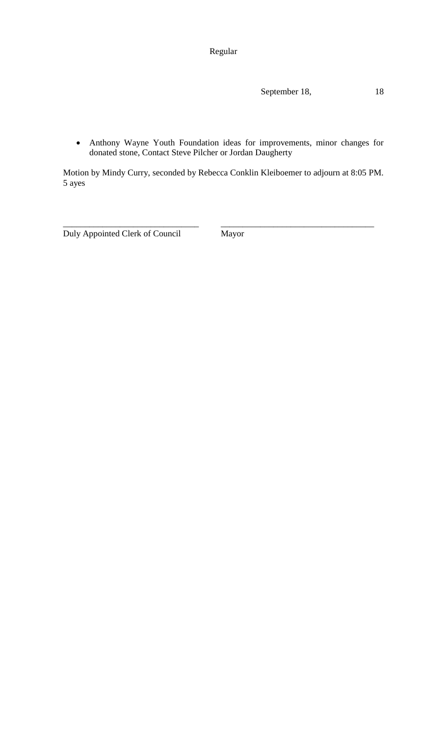- Anthony Wayne Youth Foundation ideas for improvements, minor changes for donated stone, Contact Steve Pilcher or Jordan Daugherty

Motion by Mindy Curry, seconded by Rebecca Conklin Kleiboemer to adjourn at 8:05 PM. 5 ayes

_______________________________ ___________________________________

Duly Appointed Clerk of Council Mayor